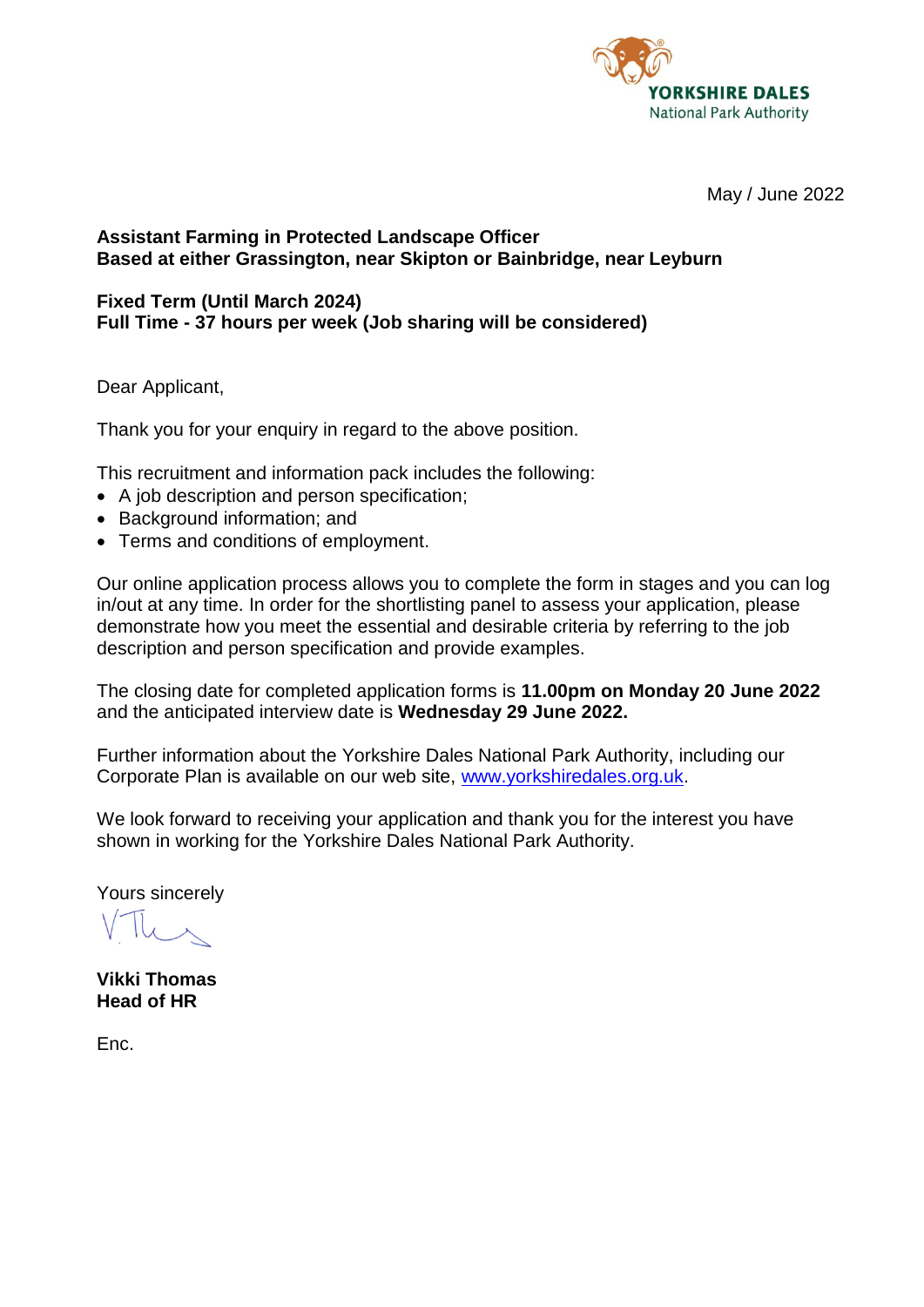YORKSHIRE DALES
National Park Authority

May / June 2022

**Assistant Farming in Protected Landscape Officer**
**Based at either Grassington, near Skipton or Bainbridge, near Leyburn**

**Fixed Term (Until March 2024)**
**Full Time - 37 hours per week (Job sharing will be considered)**

Dear Applicant,

Thank you for your enquiry in regard to the above position.

This recruitment and information pack includes the following:

- A job description and person specification;
- Background information; and
- Terms and conditions of employment.

Our online application process allows you to complete the form in stages and you can log in/out at any time. In order for the shortlisting panel to assess your application, please demonstrate how you meet the essential and desirable criteria by referring to the job description and person specification and provide examples.

The closing date for completed application forms is **11.00pm on Monday 20 June 2022** and the anticipated interview date is **Wednesday 29 June 2022.**

Further information about the Yorkshire Dales National Park Authority, including our Corporate Plan is available on our web site, [www.yorkshiredales.org.uk](http://www.yorkshiredales.org.uk).

We look forward to receiving your application and thank you for the interest you have shown in working for the Yorkshire Dales National Park Authority.

Yours sincerely

**Vikki Thomas**
**Head of HR**

Enc.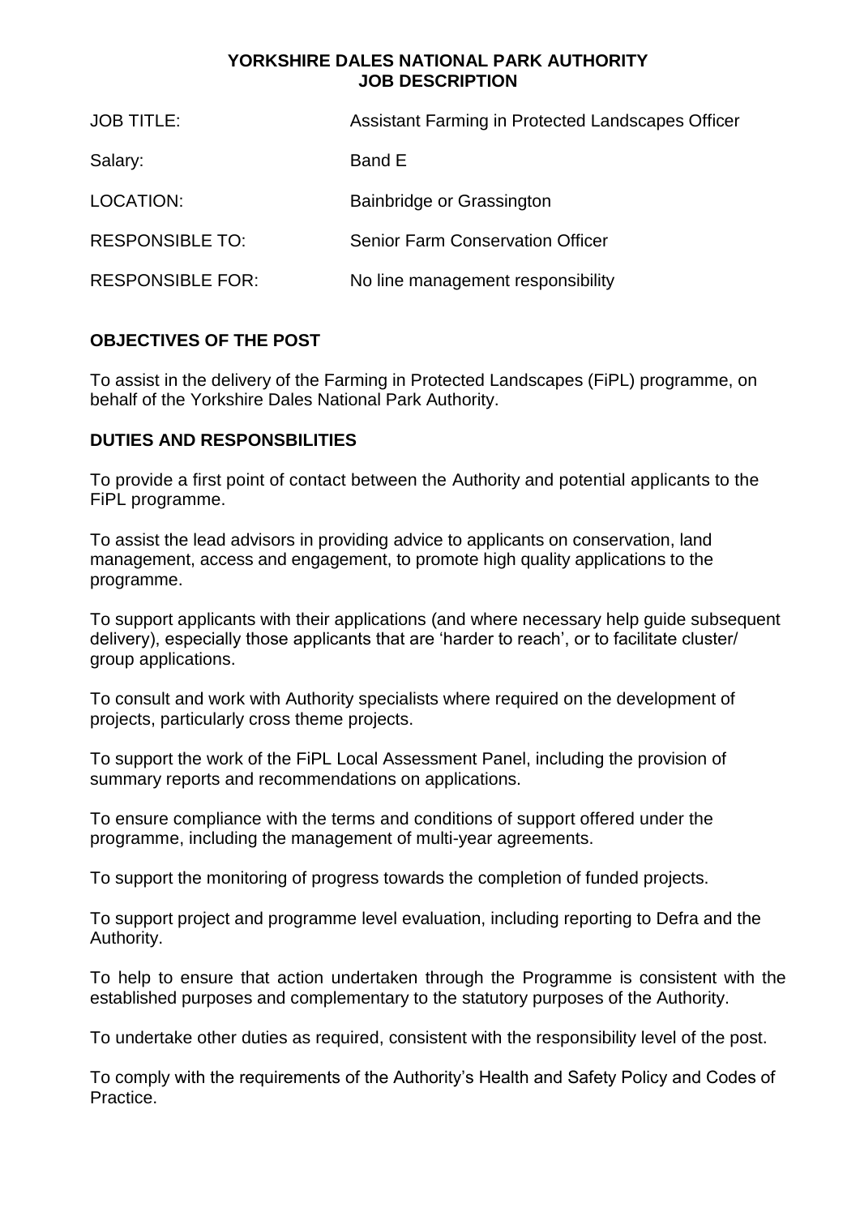**YORKSHIRE DALES NATIONAL PARK AUTHORITY**
**JOB DESCRIPTION**

| | |
|---|---|
| JOB TITLE: | Assistant Farming in Protected Landscapes Officer |
| Salary: | Band E |
| LOCATION: | Bainbridge or Grassington |
| RESPONSIBLE TO: | Senior Farm Conservation Officer |
| RESPONSIBLE FOR: | No line management responsibility |

**OBJECTIVES OF THE POST**

To assist in the delivery of the Farming in Protected Landscapes (FiPL) programme, on behalf of the Yorkshire Dales National Park Authority.

**DUTIES AND RESPONSBILITIES**

To provide a first point of contact between the Authority and potential applicants to the FiPL programme.

To assist the lead advisors in providing advice to applicants on conservation, land management, access and engagement, to promote high quality applications to the programme.

To support applicants with their applications (and where necessary help guide subsequent delivery), especially those applicants that are 'harder to reach', or to facilitate cluster/ group applications.

To consult and work with Authority specialists where required on the development of projects, particularly cross theme projects.

To support the work of the FiPL Local Assessment Panel, including the provision of summary reports and recommendations on applications.

To ensure compliance with the terms and conditions of support offered under the programme, including the management of multi-year agreements.

To support the monitoring of progress towards the completion of funded projects.

To support project and programme level evaluation, including reporting to Defra and the Authority.

To help to ensure that action undertaken through the Programme is consistent with the established purposes and complementary to the statutory purposes of the Authority.

To undertake other duties as required, consistent with the responsibility level of the post.

To comply with the requirements of the Authority's Health and Safety Policy and Codes of Practice.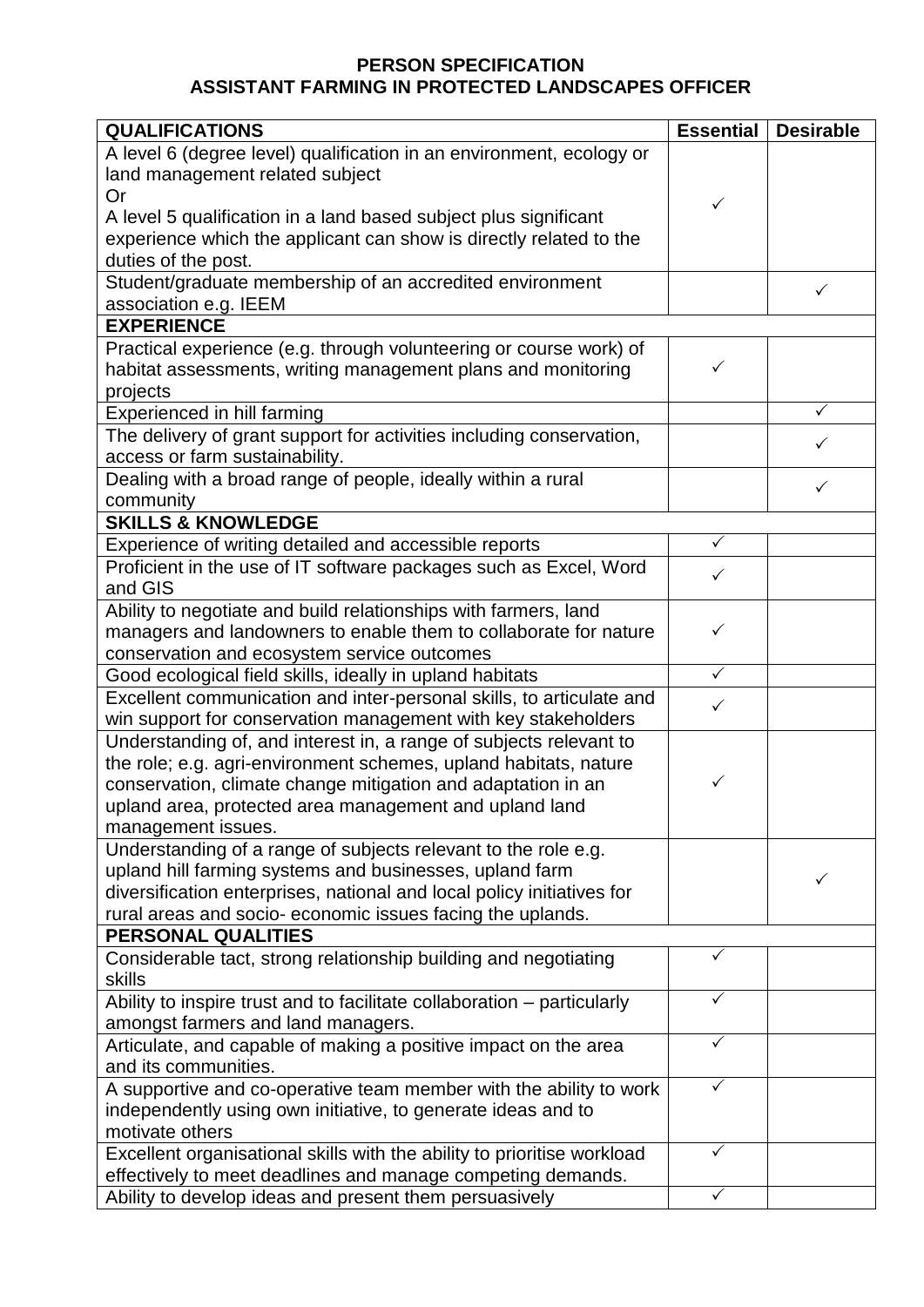# PERSON SPECIFICATION
## ASSISTANT FARMING IN PROTECTED LANDSCAPES OFFICER

| QUALIFICATIONS | Essential | Desirable |
|---|---|---|
| A level 6 (degree level) qualification in an environment, ecology or land management related subject<br>Or<br>A level 5 qualification in a land based subject plus significant experience which the applicant can show is directly related to the duties of the post. | ✓ | |
| Student/graduate membership of an accredited environment association e.g. IEEM | | ✓ |
| **EXPERIENCE** | | |
| Practical experience (e.g. through volunteering or course work) of habitat assessments, writing management plans and monitoring projects | ✓ | |
| Experienced in hill farming | | ✓ |
| The delivery of grant support for activities including conservation, access or farm sustainability. | | ✓ |
| Dealing with a broad range of people, ideally within a rural community | | ✓ |
| **SKILLS & KNOWLEDGE** | | |
| Experience of writing detailed and accessible reports | ✓ | |
| Proficient in the use of IT software packages such as Excel, Word and GIS | ✓ | |
| Ability to negotiate and build relationships with farmers, land managers and landowners to enable them to collaborate for nature conservation and ecosystem service outcomes | ✓ | |
| Good ecological field skills, ideally in upland habitats | ✓ | |
| Excellent communication and inter-personal skills, to articulate and win support for conservation management with key stakeholders | ✓ | |
| Understanding of, and interest in, a range of subjects relevant to the role; e.g. agri-environment schemes, upland habitats, nature conservation, climate change mitigation and adaptation in an upland area, protected area management and upland land management issues. | ✓ | |
| Understanding of a range of subjects relevant to the role e.g. upland hill farming systems and businesses, upland farm diversification enterprises, national and local policy initiatives for rural areas and socio- economic issues facing the uplands. | | ✓ |
| **PERSONAL QUALITIES** | | |
| Considerable tact, strong relationship building and negotiating skills | ✓ | |
| Ability to inspire trust and to facilitate collaboration – particularly amongst farmers and land managers. | ✓ | |
| Articulate, and capable of making a positive impact on the area and its communities. | ✓ | |
| A supportive and co-operative team member with the ability to work independently using own initiative, to generate ideas and to motivate others | ✓ | |
| Excellent organisational skills with the ability to prioritise workload effectively to meet deadlines and manage competing demands. | ✓ | |
| Ability to develop ideas and present them persuasively | ✓ | |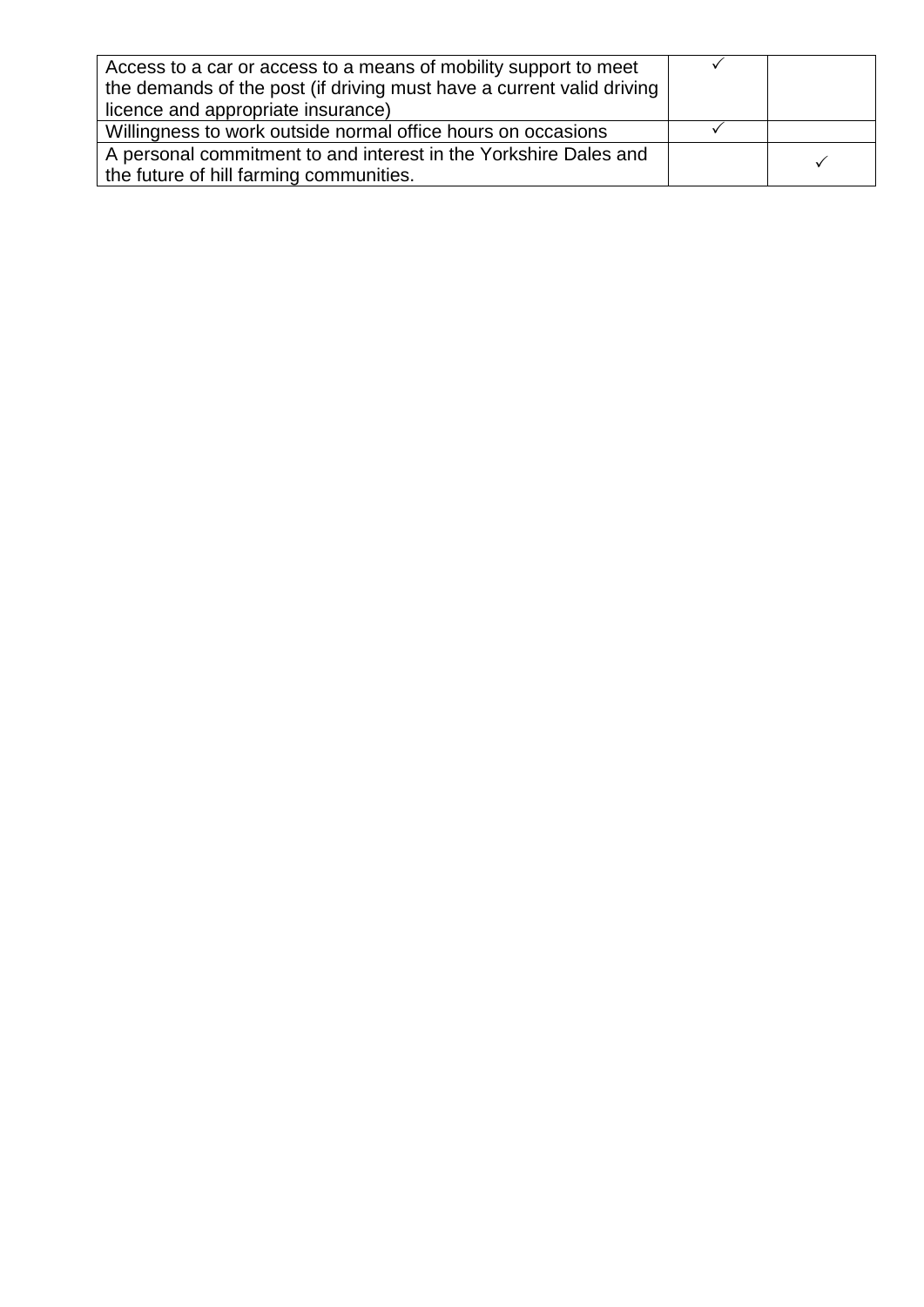| | | |
|---|---|---|
| Access to a car or access to a means of mobility support to meet the demands of the post (if driving must have a current valid driving licence and appropriate insurance) | ✓ | |
| Willingness to work outside normal office hours on occasions | ✓ | |
| A personal commitment to and interest in the Yorkshire Dales and the future of hill farming communities. | | ✓ |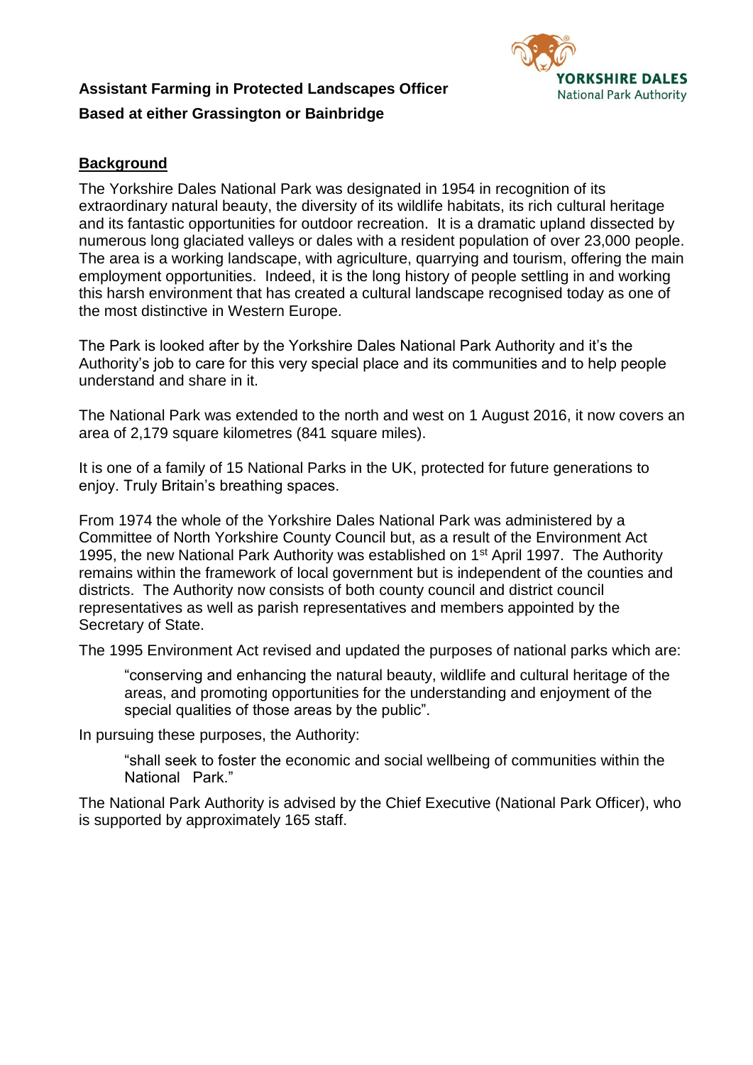**Assistant Farming in Protected Landscapes Officer**

**Based at either Grassington or Bainbridge**

## Background

The Yorkshire Dales National Park was designated in 1954 in recognition of its extraordinary natural beauty, the diversity of its wildlife habitats, its rich cultural heritage and its fantastic opportunities for outdoor recreation. It is a dramatic upland dissected by numerous long glaciated valleys or dales with a resident population of over 23,000 people. The area is a working landscape, with agriculture, quarrying and tourism, offering the main employment opportunities. Indeed, it is the long history of people settling in and working this harsh environment that has created a cultural landscape recognised today as one of the most distinctive in Western Europe.

The Park is looked after by the Yorkshire Dales National Park Authority and it's the Authority's job to care for this very special place and its communities and to help people understand and share in it.

The National Park was extended to the north and west on 1 August 2016, it now covers an area of 2,179 square kilometres (841 square miles).

It is one of a family of 15 National Parks in the UK, protected for future generations to enjoy. Truly Britain's breathing spaces.

From 1974 the whole of the Yorkshire Dales National Park was administered by a Committee of North Yorkshire County Council but, as a result of the Environment Act 1995, the new National Park Authority was established on 1st April 1997. The Authority remains within the framework of local government but is independent of the counties and districts. The Authority now consists of both county council and district council representatives as well as parish representatives and members appointed by the Secretary of State.

The 1995 Environment Act revised and updated the purposes of national parks which are:

> "conserving and enhancing the natural beauty, wildlife and cultural heritage of the areas, and promoting opportunities for the understanding and enjoyment of the special qualities of those areas by the public".

In pursuing these purposes, the Authority:

> "shall seek to foster the economic and social wellbeing of communities within the National Park."

The National Park Authority is advised by the Chief Executive (National Park Officer), who is supported by approximately 165 staff.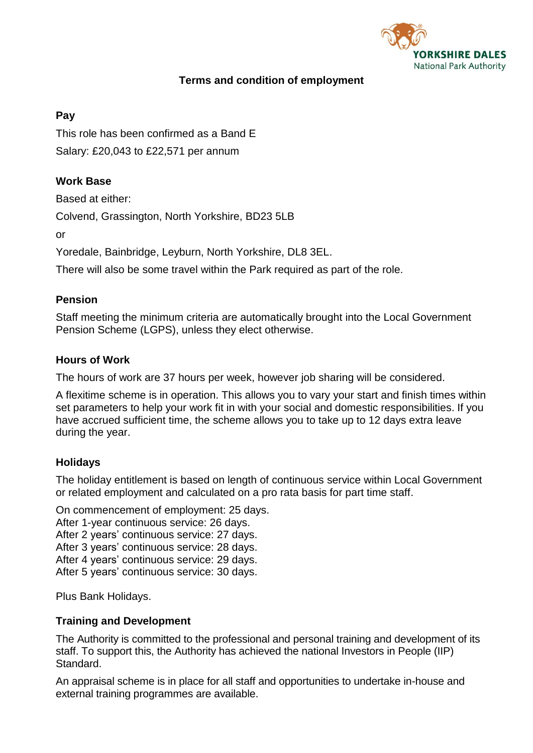# Terms and condition of employment

## Pay

This role has been confirmed as a Band E

Salary: £20,043 to £22,571 per annum

## Work Base

Based at either:

Colvend, Grassington, North Yorkshire, BD23 5LB

or

Yoredale, Bainbridge, Leyburn, North Yorkshire, DL8 3EL.

There will also be some travel within the Park required as part of the role.

## Pension

Staff meeting the minimum criteria are automatically brought into the Local Government Pension Scheme (LGPS), unless they elect otherwise.

## Hours of Work

The hours of work are 37 hours per week, however job sharing will be considered.

A flexitime scheme is in operation. This allows you to vary your start and finish times within set parameters to help your work fit in with your social and domestic responsibilities. If you have accrued sufficient time, the scheme allows you to take up to 12 days extra leave during the year.

## Holidays

The holiday entitlement is based on length of continuous service within Local Government or related employment and calculated on a pro rata basis for part time staff.

On commencement of employment: 25 days.
After 1-year continuous service: 26 days.
After 2 years' continuous service: 27 days.
After 3 years' continuous service: 28 days.
After 4 years' continuous service: 29 days.
After 5 years' continuous service: 30 days.

Plus Bank Holidays.

## Training and Development

The Authority is committed to the professional and personal training and development of its staff. To support this, the Authority has achieved the national Investors in People (IIP) Standard.

An appraisal scheme is in place for all staff and opportunities to undertake in-house and external training programmes are available.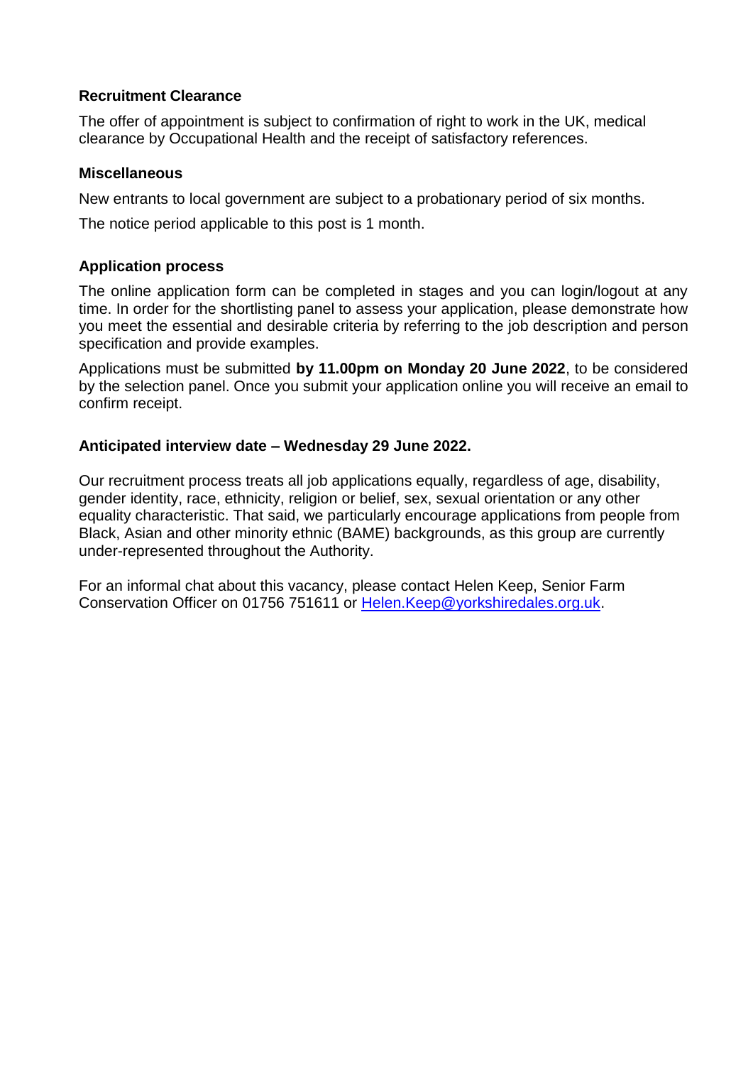### Recruitment Clearance

The offer of appointment is subject to confirmation of right to work in the UK, medical clearance by Occupational Health and the receipt of satisfactory references.

### Miscellaneous

New entrants to local government are subject to a probationary period of six months.

The notice period applicable to this post is 1 month.

### Application process

The online application form can be completed in stages and you can login/logout at any time. In order for the shortlisting panel to assess your application, please demonstrate how you meet the essential and desirable criteria by referring to the job description and person specification and provide examples.

Applications must be submitted **by 11.00pm on Monday 20 June 2022**, to be considered by the selection panel. Once you submit your application online you will receive an email to confirm receipt.

**Anticipated interview date – Wednesday 29 June 2022.**

Our recruitment process treats all job applications equally, regardless of age, disability, gender identity, race, ethnicity, religion or belief, sex, sexual orientation or any other equality characteristic. That said, we particularly encourage applications from people from Black, Asian and other minority ethnic (BAME) backgrounds, as this group are currently under-represented throughout the Authority.

For an informal chat about this vacancy, please contact Helen Keep, Senior Farm Conservation Officer on 01756 751611 or Helen.Keep@yorkshiredales.org.uk.